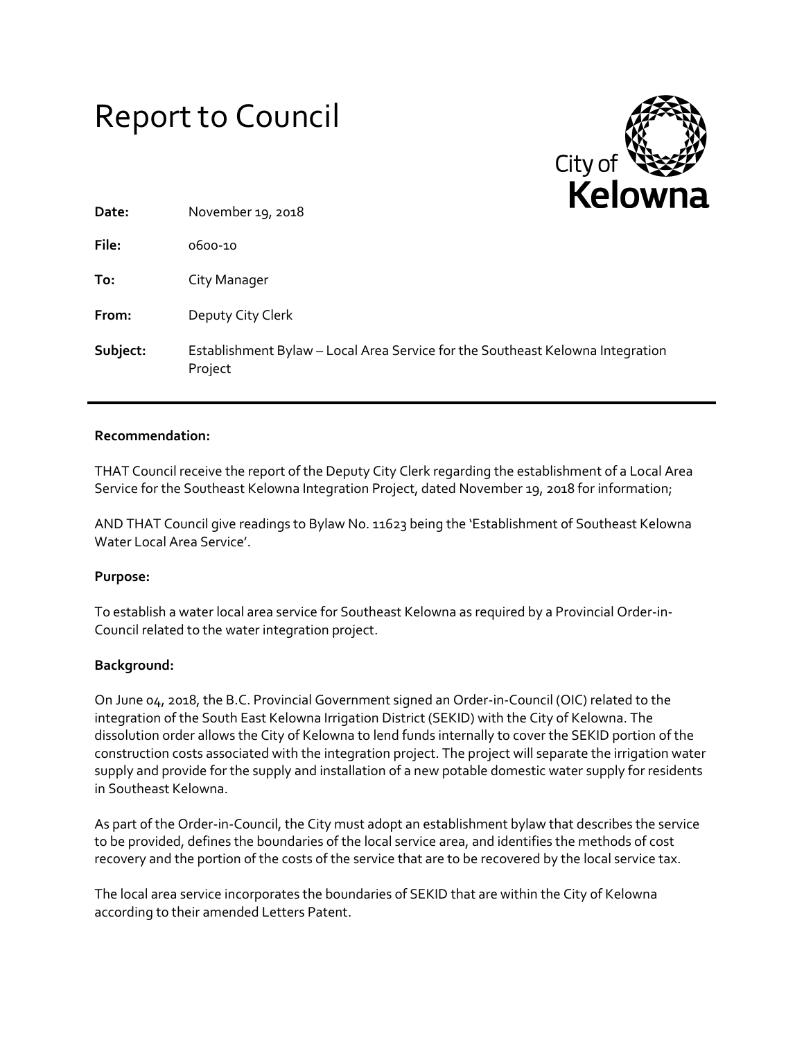# Report to Council

City of Kelowna

**Date:** November 19, 2018

**File:** 0600-10

**To:** City Manager

**From:** Deputy City Clerk

**Subject:** Establishment Bylaw – Local Area Service for the Southeast Kelowna Integration Project

---

**Recommendation:**

THAT Council receive the report of the Deputy City Clerk regarding the establishment of a Local Area Service for the Southeast Kelowna Integration Project, dated November 19, 2018 for information;

AND THAT Council give readings to Bylaw No. 11623 being the 'Establishment of Southeast Kelowna Water Local Area Service'.

**Purpose:**

To establish a water local area service for Southeast Kelowna as required by a Provincial Order-in-Council related to the water integration project.

**Background:**

On June 04, 2018, the B.C. Provincial Government signed an Order-in-Council (OIC) related to the integration of the South East Kelowna Irrigation District (SEKID) with the City of Kelowna. The dissolution order allows the City of Kelowna to lend funds internally to cover the SEKID portion of the construction costs associated with the integration project. The project will separate the irrigation water supply and provide for the supply and installation of a new potable domestic water supply for residents in Southeast Kelowna.

As part of the Order-in-Council, the City must adopt an establishment bylaw that describes the service to be provided, defines the boundaries of the local service area, and identifies the methods of cost recovery and the portion of the costs of the service that are to be recovered by the local service tax.

The local area service incorporates the boundaries of SEKID that are within the City of Kelowna according to their amended Letters Patent.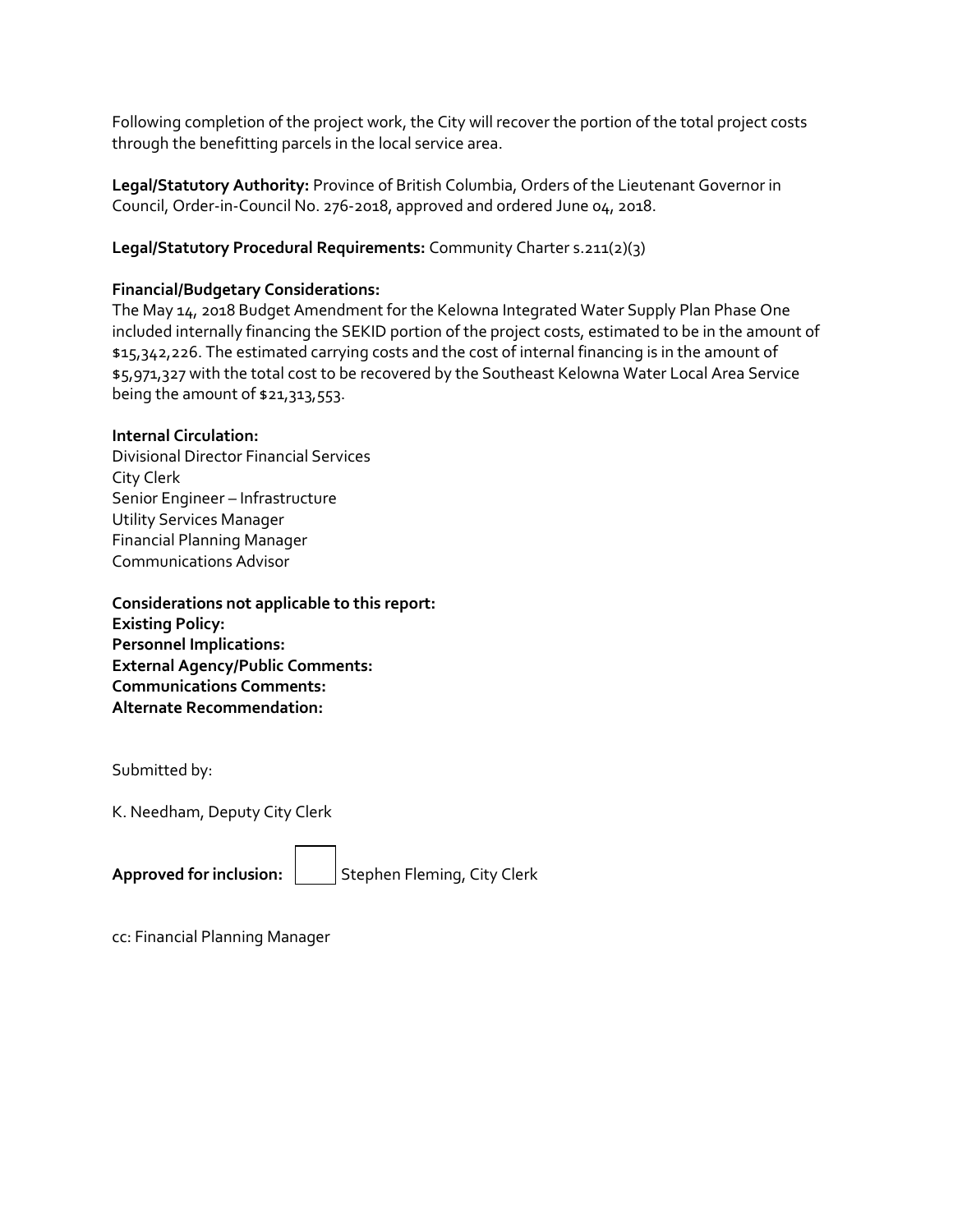Following completion of the project work, the City will recover the portion of the total project costs through the benefitting parcels in the local service area.

**Legal/Statutory Authority:** Province of British Columbia, Orders of the Lieutenant Governor in Council, Order-in-Council No. 276-2018, approved and ordered June 04, 2018.

**Legal/Statutory Procedural Requirements:** Community Charter s.211(2)(3)

**Financial/Budgetary Considerations:**
The May 14, 2018 Budget Amendment for the Kelowna Integrated Water Supply Plan Phase One included internally financing the SEKID portion of the project costs, estimated to be in the amount of $15,342,226. The estimated carrying costs and the cost of internal financing is in the amount of $5,971,327 with the total cost to be recovered by the Southeast Kelowna Water Local Area Service being the amount of $21,313,553.

**Internal Circulation:**
Divisional Director Financial Services
City Clerk
Senior Engineer – Infrastructure
Utility Services Manager
Financial Planning Manager
Communications Advisor

**Considerations not applicable to this report:**
**Existing Policy:**
**Personnel Implications:**
**External Agency/Public Comments:**
**Communications Comments:**
**Alternate Recommendation:**

Submitted by:

K. Needham, Deputy City Clerk

**Approved for inclusion:** Stephen Fleming, City Clerk

cc: Financial Planning Manager